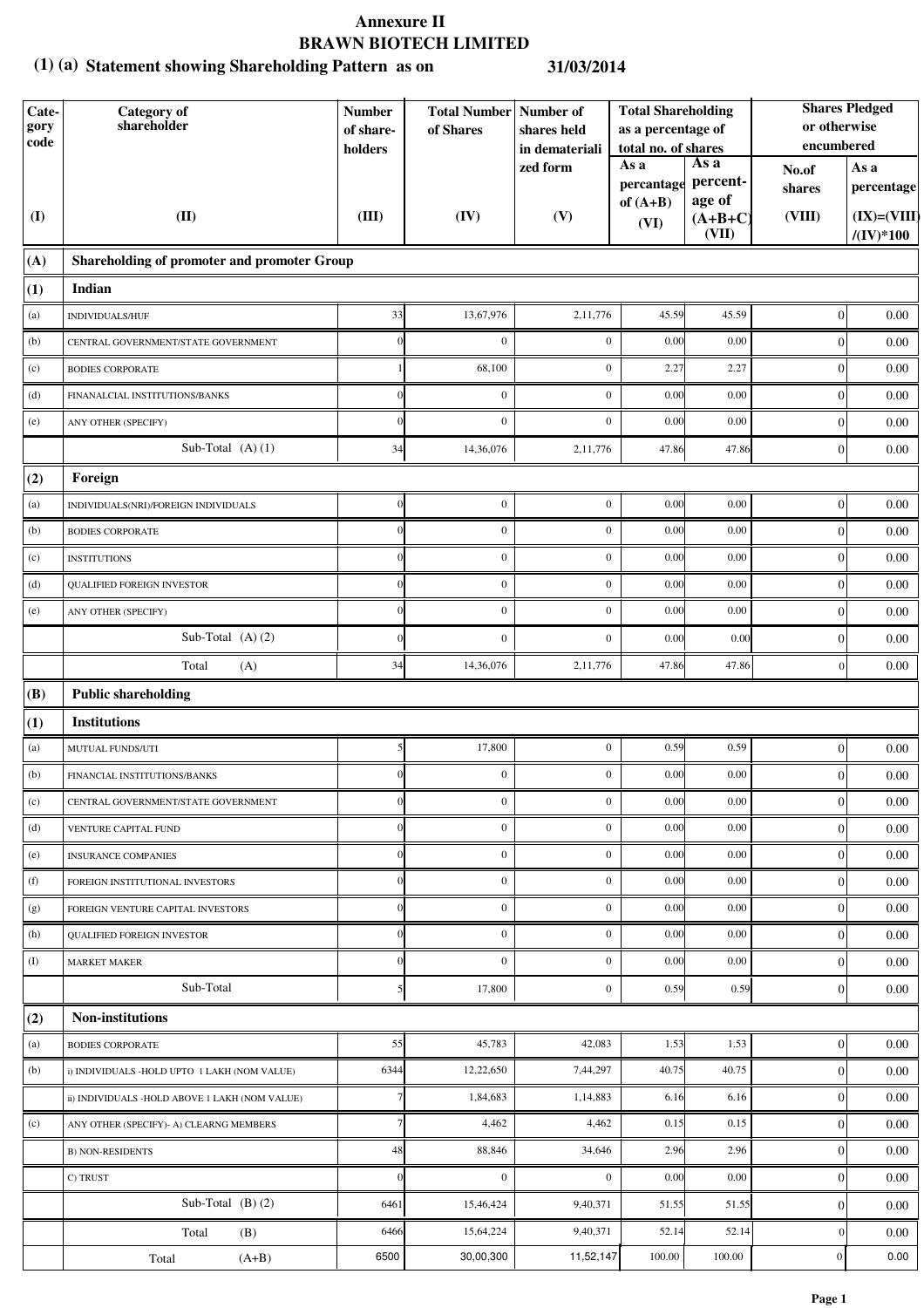# Annexure II

# BRAWN BIOTECH LIMITED

## (1) (a) Statement showing Shareholding Pattern as on 31/03/2014

| Category code | Category of shareholder | Number of share-holders | Total Number of Shares | Number of shares held in dematerialized form | Total Shareholding as a percentage of total no. of shares | | Shares Pledged or otherwise encumbered | |
|---|---|---|---|---|---|---|---|---|
| | | | | | As a percantage of (A+B) | As a percent-age of (A+B+C) | No.of shares | As a percentage |
| (I) | (II) | (III) | (IV) | (V) | (VI) | (VII) | (VIII) | (IX)=(VIII)/(IV)*100 |
| **(A)** | **Shareholding of promoter and promoter Group** | | | | | | | |
| **(1)** | **Indian** | | | | | | | |
| (a) | INDIVIDUALS/HUF | 33 | 13,67,976 | 2,11,776 | 45.59 | 45.59 | 0 | 0.00 |
| (b) | CENTRAL GOVERNMENT/STATE GOVERNMENT | 0 | 0 | 0 | 0.00 | 0.00 | 0 | 0.00 |
| (c) | BODIES CORPORATE | 1 | 68,100 | 0 | 2.27 | 2.27 | 0 | 0.00 |
| (d) | FINANALCIAL INSTITUTIONS/BANKS | 0 | 0 | 0 | 0.00 | 0.00 | 0 | 0.00 |
| (e) | ANY OTHER (SPECIFY) | 0 | 0 | 0 | 0.00 | 0.00 | 0 | 0.00 |
| | Sub-Total (A) (1) | 34 | 14,36,076 | 2,11,776 | 47.86 | 47.86 | 0 | 0.00 |
| **(2)** | **Foreign** | | | | | | | |
| (a) | INDIVIDUALS(NRI)/FOREIGN INDIVIDUALS | 0 | 0 | 0 | 0.00 | 0.00 | 0 | 0.00 |
| (b) | BODIES CORPORATE | 0 | 0 | 0 | 0.00 | 0.00 | 0 | 0.00 |
| (c) | INSTITUTIONS | 0 | 0 | 0 | 0.00 | 0.00 | 0 | 0.00 |
| (d) | QUALIFIED FOREIGN INVESTOR | 0 | 0 | 0 | 0.00 | 0.00 | 0 | 0.00 |
| (e) | ANY OTHER (SPECIFY) | 0 | 0 | 0 | 0.00 | 0.00 | 0 | 0.00 |
| | Sub-Total (A) (2) | 0 | 0 | 0 | 0.00 | 0.00 | 0 | 0.00 |
| | Total (A) | 34 | 14,36,076 | 2,11,776 | 47.86 | 47.86 | 0 | 0.00 |
| **(B)** | **Public shareholding** | | | | | | | |
| **(1)** | **Institutions** | | | | | | | |
| (a) | MUTUAL FUNDS/UTI | 5 | 17,800 | 0 | 0.59 | 0.59 | 0 | 0.00 |
| (b) | FINANCIAL INSTITUTIONS/BANKS | 0 | 0 | 0 | 0.00 | 0.00 | 0 | 0.00 |
| (c) | CENTRAL GOVERNMENT/STATE GOVERNMENT | 0 | 0 | 0 | 0.00 | 0.00 | 0 | 0.00 |
| (d) | VENTURE CAPITAL FUND | 0 | 0 | 0 | 0.00 | 0.00 | 0 | 0.00 |
| (e) | INSURANCE COMPANIES | 0 | 0 | 0 | 0.00 | 0.00 | 0 | 0.00 |
| (f) | FOREIGN INSTITUTIONAL INVESTORS | 0 | 0 | 0 | 0.00 | 0.00 | 0 | 0.00 |
| (g) | FOREIGN VENTURE CAPITAL INVESTORS | 0 | 0 | 0 | 0.00 | 0.00 | 0 | 0.00 |
| (h) | QUALIFIED FOREIGN INVESTOR | 0 | 0 | 0 | 0.00 | 0.00 | 0 | 0.00 |
| (I) | MARKET MAKER | 0 | 0 | 0 | 0.00 | 0.00 | 0 | 0.00 |
| | Sub-Total | 5 | 17,800 | 0 | 0.59 | 0.59 | 0 | 0.00 |
| **(2)** | **Non-institutions** | | | | | | | |
| (a) | BODIES CORPORATE | 55 | 45,783 | 42,083 | 1.53 | 1.53 | 0 | 0.00 |
| (b) | i) INDIVIDUALS -HOLD UPTO 1 LAKH (NOM VALUE) | 6344 | 12,22,650 | 7,44,297 | 40.75 | 40.75 | 0 | 0.00 |
| | ii) INDIVIDUALS -HOLD ABOVE 1 LAKH (NOM VALUE) | 7 | 1,84,683 | 1,14,883 | 6.16 | 6.16 | 0 | 0.00 |
| (c) | ANY OTHER (SPECIFY)- A) CLEARNG MEMBERS | 7 | 4,462 | 4,462 | 0.15 | 0.15 | 0 | 0.00 |
| | B) NON-RESIDENTS | 48 | 88,846 | 34,646 | 2.96 | 2.96 | 0 | 0.00 |
| | C) TRUST | 0 | 0 | 0 | 0.00 | 0.00 | 0 | 0.00 |
| | Sub-Total (B) (2) | 6461 | 15,46,424 | 9,40,371 | 51.55 | 51.55 | 0 | 0.00 |
| | Total (B) | 6466 | 15,64,224 | 9,40,371 | 52.14 | 52.14 | 0 | 0.00 |
| | Total (A+B) | 6500 | 30,00,300 | 11,52,147 | 100.00 | 100.00 | 0 | 0.00 |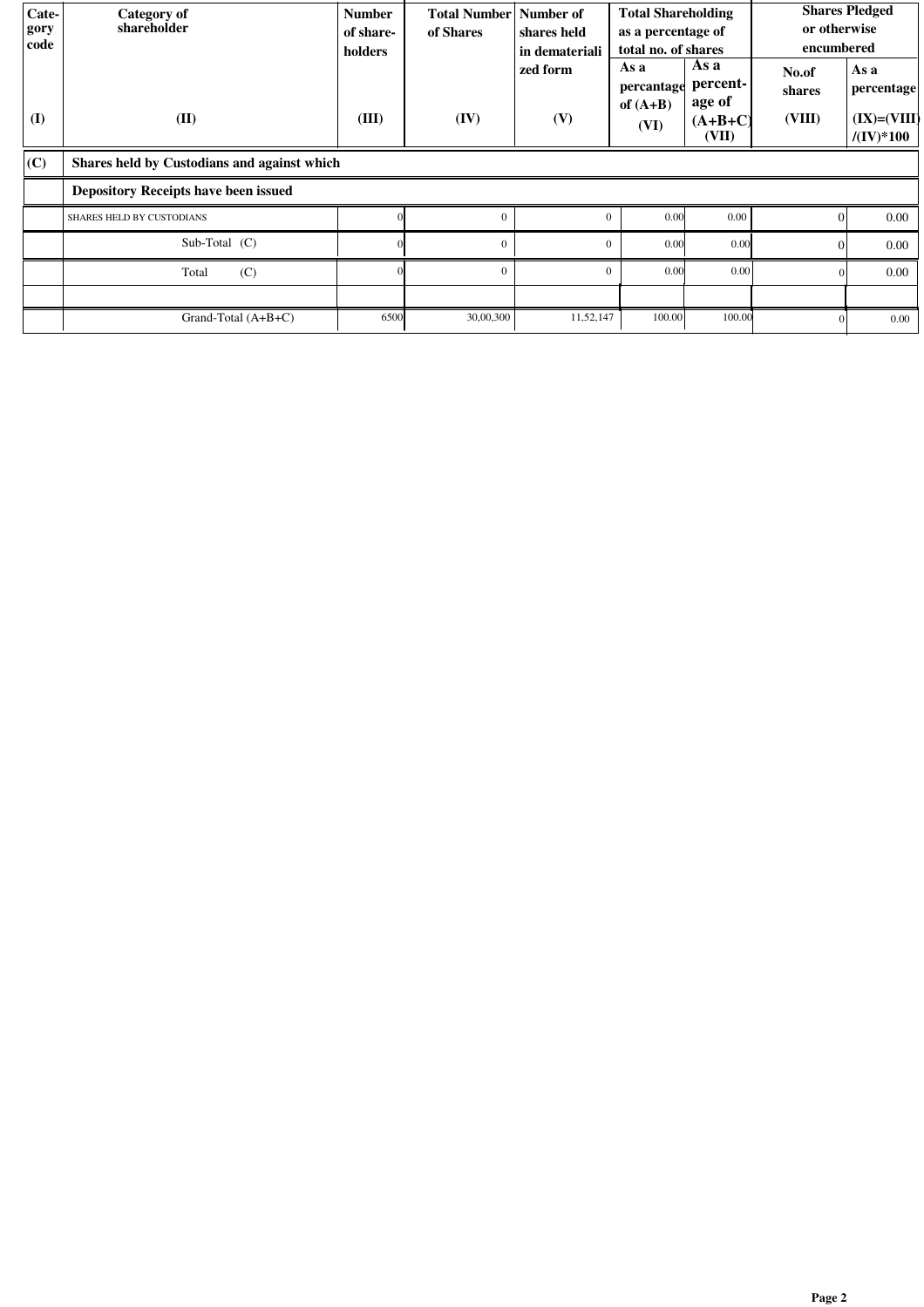| Cate-gory code (I) | Category of shareholder (II) | Number of share-holders (III) | Total Number of Shares (IV) | Number of shares held in dematerialized form (V) | Total Shareholding as a percentage of total no. of shares | | Shares Pledged or otherwise encumbered | |
|---|---|---|---|---|---|---|---|---|
| | | | | | As a percantage of (A+B) (VI) | As a percent-age of (A+B+C) (VII) | No.of shares (VIII) | As a percentage (IX)=(VIII)/(IV)*100 |
| **(C)** | **Shares held by Custodians and against which** | | | | | | | |
| | **Depository Receipts have been issued** | | | | | | | |
| | SHARES HELD BY CUSTODIANS | 0 | 0 | 0 | 0.00 | 0.00 | 0 | 0.00 |
| | Sub-Total (C) | 0 | 0 | 0 | 0.00 | 0.00 | 0 | 0.00 |
| | Total (C) | 0 | 0 | 0 | 0.00 | 0.00 | 0 | 0.00 |
| | | | | | | | | |
| | Grand-Total (A+B+C) | 6500 | 30,00,300 | 11,52,147 | 100.00 | 100.00 | 0 | 0.00 |